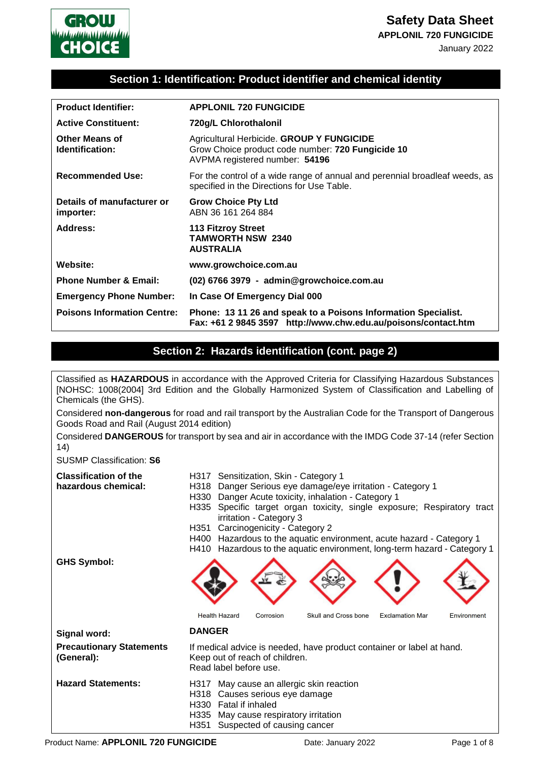# Safety Data Sheet

**APPLONIL 720 FUNGICIDE**

January 2022

## Section 1: Identification: Product identifier and chemical identity

| | |
|---|---|
| **Product Identifier:** | **APPLONIL 720 FUNGICIDE** |
| **Active Constituent:** | **720g/L Chlorothalonil** |
| **Other Means of Identification:** | Agricultural Herbicide. **GROUP Y FUNGICIDE**<br>Grow Choice product code number: **720 Fungicide 10**<br>AVPMA registered number: **54196** |
| **Recommended Use:** | For the control of a wide range of annual and perennial broadleaf weeds, as specified in the Directions for Use Table. |
| **Details of manufacturer or importer:** | **Grow Choice Pty Ltd**<br>ABN 36 161 264 884 |
| **Address:** | **113 Fitzroy Street**<br>**TAMWORTH NSW 2340**<br>**AUSTRALIA** |
| **Website:** | **www.growchoice.com.au** |
| **Phone Number & Email:** | **(02) 6766 3979 - admin@growchoice.com.au** |
| **Emergency Phone Number:** | **In Case Of Emergency Dial 000** |
| **Poisons Information Centre:** | **Phone: 13 11 26 and speak to a Poisons Information Specialist.**<br>**Fax: +61 2 9845 3597 http://www.chw.edu.au/poisons/contact.htm** |

## Section 2: Hazards identification (cont. page 2)

Classified as **HAZARDOUS** in accordance with the Approved Criteria for Classifying Hazardous Substances [NOHSC: 1008(2004] 3rd Edition and the Globally Harmonized System of Classification and Labelling of Chemicals (the GHS).

Considered **non-dangerous** for road and rail transport by the Australian Code for the Transport of Dangerous Goods Road and Rail (August 2014 edition)

Considered **DANGEROUS** for transport by sea and air in accordance with the IMDG Code 37-14 (refer Section 14)

SUSMP Classification: **S6**

| | |
|---|---|
| **Classification of the hazardous chemical:** | H317 Sensitization, Skin - Category 1<br>H318 Danger Serious eye damage/eye irritation - Category 1<br>H330 Danger Acute toxicity, inhalation - Category 1<br>H335 Specific target organ toxicity, single exposure; Respiratory tract irritation - Category 3<br>H351 Carcinogenicity - Category 2<br>H400 Hazardous to the aquatic environment, acute hazard - Category 1<br>H410 Hazardous to the aquatic environment, long-term hazard - Category 1 |
| **GHS Symbol:** | Health Hazard, Corrosion, Skull and Cross bone, Exclamation Mar, Environment |
| **Signal word:** | **DANGER** |
| **Precautionary Statements (General):** | If medical advice is needed, have product container or label at hand.<br>Keep out of reach of children.<br>Read label before use. |
| **Hazard Statements:** | H317 May cause an allergic skin reaction<br>H318 Causes serious eye damage<br>H330 Fatal if inhaled<br>H335 May cause respiratory irritation<br>H351 Suspected of causing cancer |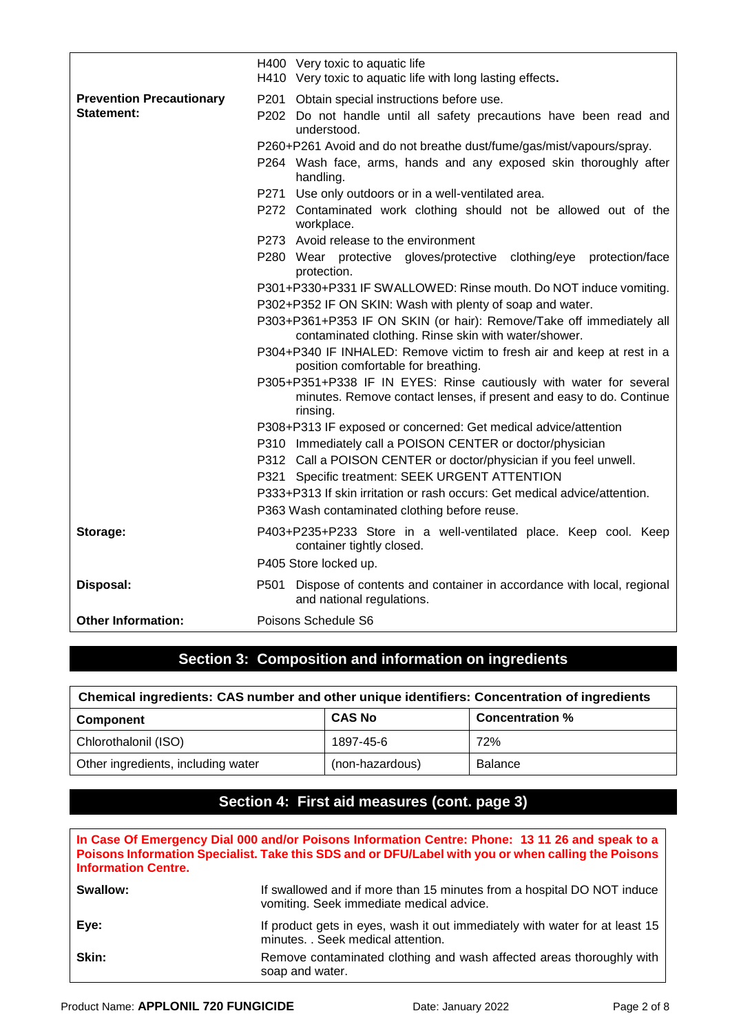| | |
|---|---|
| | H400 Very toxic to aquatic life<br>H410 Very toxic to aquatic life with long lasting effects. |
| **Prevention Precautionary Statement:** | P201 Obtain special instructions before use.<br>P202 Do not handle until all safety precautions have been read and understood.<br>P260+P261 Avoid and do not breathe dust/fume/gas/mist/vapours/spray.<br>P264 Wash face, arms, hands and any exposed skin thoroughly after handling.<br>P271 Use only outdoors or in a well-ventilated area.<br>P272 Contaminated work clothing should not be allowed out of the workplace.<br>P273 Avoid release to the environment<br>P280 Wear protective gloves/protective clothing/eye protection/face protection.<br>P301+P330+P331 IF SWALLOWED: Rinse mouth. Do NOT induce vomiting.<br>P302+P352 IF ON SKIN: Wash with plenty of soap and water.<br>P303+P361+P353 IF ON SKIN (or hair): Remove/Take off immediately all contaminated clothing. Rinse skin with water/shower.<br>P304+P340 IF INHALED: Remove victim to fresh air and keep at rest in a position comfortable for breathing.<br>P305+P351+P338 IF IN EYES: Rinse cautiously with water for several minutes. Remove contact lenses, if present and easy to do. Continue rinsing.<br>P308+P313 IF exposed or concerned: Get medical advice/attention<br>P310 Immediately call a POISON CENTER or doctor/physician<br>P312 Call a POISON CENTER or doctor/physician if you feel unwell.<br>P321 Specific treatment: SEEK URGENT ATTENTION<br>P333+P313 If skin irritation or rash occurs: Get medical advice/attention.<br>P363 Wash contaminated clothing before reuse. |
| **Storage:** | P403+P235+P233 Store in a well-ventilated place. Keep cool. Keep container tightly closed.<br>P405 Store locked up. |
| **Disposal:** | P501 Dispose of contents and container in accordance with local, regional and national regulations. |
| **Other Information:** | Poisons Schedule S6 |

## Section 3: Composition and information on ingredients

**Chemical ingredients: CAS number and other unique identifiers: Concentration of ingredients**

| Component | CAS No | Concentration % |
|---|---|---|
| Chlorothalonil (ISO) | 1897-45-6 | 72% |
| Other ingredients, including water | (non-hazardous) | Balance |

## Section 4: First aid measures (cont. page 3)

**In Case Of Emergency Dial 000 and/or Poisons Information Centre: Phone: 13 11 26 and speak to a Poisons Information Specialist. Take this SDS and or DFU/Label with you or when calling the Poisons Information Centre.**

| | |
|---|---|
| **Swallow:** | If swallowed and if more than 15 minutes from a hospital DO NOT induce vomiting. Seek immediate medical advice. |
| **Eye:** | If product gets in eyes, wash it out immediately with water for at least 15 minutes. . Seek medical attention. |
| **Skin:** | Remove contaminated clothing and wash affected areas thoroughly with soap and water. |

Product Name: **APPLONIL 720 FUNGICIDE** Date: January 2022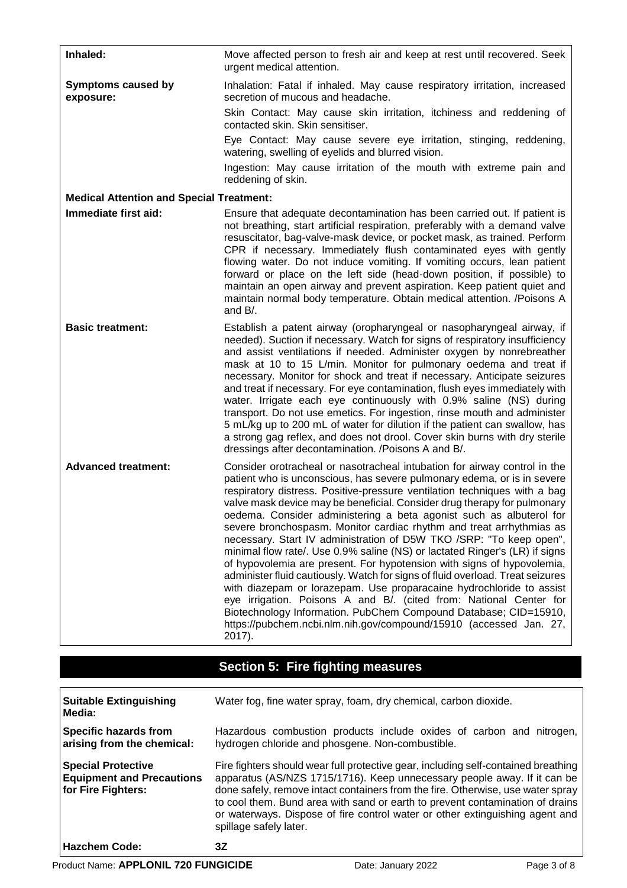| | |
|---|---|
| **Inhaled:** | Move affected person to fresh air and keep at rest until recovered. Seek urgent medical attention. |
| **Symptoms caused by exposure:** | Inhalation: Fatal if inhaled. May cause respiratory irritation, increased secretion of mucous and headache.<br><br>Skin Contact: May cause skin irritation, itchiness and reddening of contacted skin. Skin sensitiser.<br><br>Eye Contact: May cause severe eye irritation, stinging, reddening, watering, swelling of eyelids and blurred vision.<br><br>Ingestion: May cause irritation of the mouth with extreme pain and reddening of skin. |
| **Medical Attention and Special Treatment:** | |
| **Immediate first aid:** | Ensure that adequate decontamination has been carried out. If patient is not breathing, start artificial respiration, preferably with a demand valve resuscitator, bag-valve-mask device, or pocket mask, as trained. Perform CPR if necessary. Immediately flush contaminated eyes with gently flowing water. Do not induce vomiting. If vomiting occurs, lean patient forward or place on the left side (head-down position, if possible) to maintain an open airway and prevent aspiration. Keep patient quiet and maintain normal body temperature. Obtain medical attention. /Poisons A and B/. |
| **Basic treatment:** | Establish a patent airway (oropharyngeal or nasopharyngeal airway, if needed). Suction if necessary. Watch for signs of respiratory insufficiency and assist ventilations if needed. Administer oxygen by nonrebreather mask at 10 to 15 L/min. Monitor for pulmonary oedema and treat if necessary. Monitor for shock and treat if necessary. Anticipate seizures and treat if necessary. For eye contamination, flush eyes immediately with water. Irrigate each eye continuously with 0.9% saline (NS) during transport. Do not use emetics. For ingestion, rinse mouth and administer 5 mL/kg up to 200 mL of water for dilution if the patient can swallow, has a strong gag reflex, and does not drool. Cover skin burns with dry sterile dressings after decontamination. /Poisons A and B/. |
| **Advanced treatment:** | Consider orotracheal or nasotracheal intubation for airway control in the patient who is unconscious, has severe pulmonary edema, or is in severe respiratory distress. Positive-pressure ventilation techniques with a bag valve mask device may be beneficial. Consider drug therapy for pulmonary oedema. Consider administering a beta agonist such as albuterol for severe bronchospasm. Monitor cardiac rhythm and treat arrhythmias as necessary. Start IV administration of D5W TKO /SRP: "To keep open", minimal flow rate/. Use 0.9% saline (NS) or lactated Ringer's (LR) if signs of hypovolemia are present. For hypotension with signs of hypovolemia, administer fluid cautiously. Watch for signs of fluid overload. Treat seizures with diazepam or lorazepam. Use proparacaine hydrochloride to assist eye irrigation. Poisons A and B/. (cited from: National Center for Biotechnology Information. PubChem Compound Database; CID=15910, https://pubchem.ncbi.nlm.nih.gov/compound/15910 (accessed Jan. 27, 2017). |

## Section 5: Fire fighting measures

| | |
|---|---|
| **Suitable Extinguishing Media:** | Water fog, fine water spray, foam, dry chemical, carbon dioxide. |
| **Specific hazards from arising from the chemical:** | Hazardous combustion products include oxides of carbon and nitrogen, hydrogen chloride and phosgene. Non-combustible. |
| **Special Protective Equipment and Precautions for Fire Fighters:** | Fire fighters should wear full protective gear, including self-contained breathing apparatus (AS/NZS 1715/1716). Keep unnecessary people away. If it can be done safely, remove intact containers from the fire. Otherwise, use water spray to cool them. Bund area with sand or earth to prevent contamination of drains or waterways. Dispose of fire control water or other extinguishing agent and spillage safely later. |
| **Hazchem Code:** | **3Z** |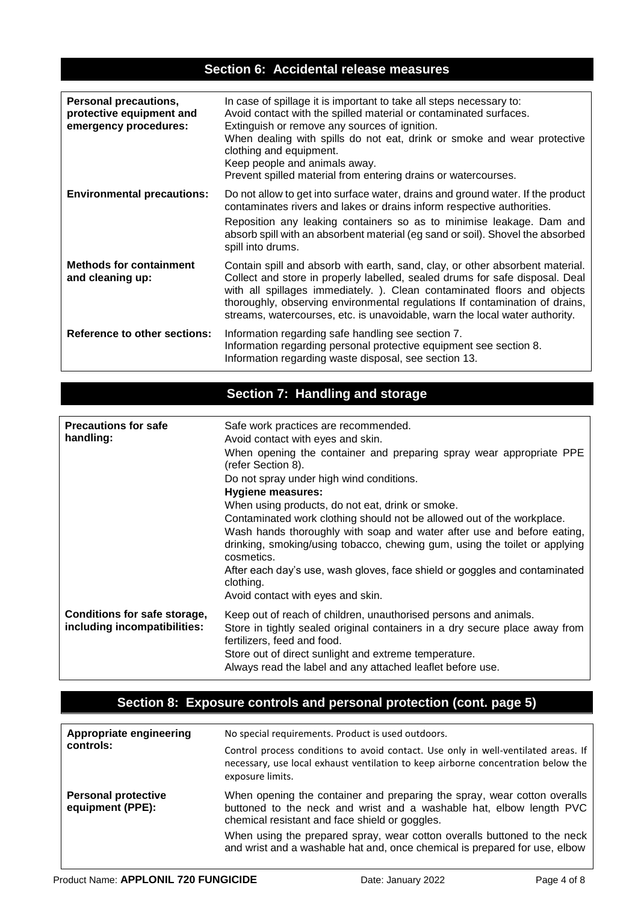## Section 6: Accidental release measures

| | |
|---|---|
| **Personal precautions, protective equipment and emergency procedures:** | In case of spillage it is important to take all steps necessary to:<br>Avoid contact with the spilled material or contaminated surfaces.<br>Extinguish or remove any sources of ignition.<br>When dealing with spills do not eat, drink or smoke and wear protective clothing and equipment.<br>Keep people and animals away.<br>Prevent spilled material from entering drains or watercourses. |
| **Environmental precautions:** | Do not allow to get into surface water, drains and ground water. If the product contaminates rivers and lakes or drains inform respective authorities.<br>Reposition any leaking containers so as to minimise leakage. Dam and absorb spill with an absorbent material (eg sand or soil). Shovel the absorbed spill into drums. |
| **Methods for containment and cleaning up:** | Contain spill and absorb with earth, sand, clay, or other absorbent material. Collect and store in properly labelled, sealed drums for safe disposal. Deal with all spillages immediately. ). Clean contaminated floors and objects thoroughly, observing environmental regulations If contamination of drains, streams, watercourses, etc. is unavoidable, warn the local water authority. |
| **Reference to other sections:** | Information regarding safe handling see section 7.<br>Information regarding personal protective equipment see section 8.<br>Information regarding waste disposal, see section 13. |

## Section 7: Handling and storage

| | |
|---|---|
| **Precautions for safe handling:** | Safe work practices are recommended.<br>Avoid contact with eyes and skin.<br>When opening the container and preparing spray wear appropriate PPE (refer Section 8).<br>Do not spray under high wind conditions.<br>**Hygiene measures:**<br>When using products, do not eat, drink or smoke.<br>Contaminated work clothing should not be allowed out of the workplace.<br>Wash hands thoroughly with soap and water after use and before eating, drinking, smoking/using tobacco, chewing gum, using the toilet or applying cosmetics.<br>After each day's use, wash gloves, face shield or goggles and contaminated clothing.<br>Avoid contact with eyes and skin. |
| **Conditions for safe storage, including incompatibilities:** | Keep out of reach of children, unauthorised persons and animals.<br>Store in tightly sealed original containers in a dry secure place away from fertilizers, feed and food.<br>Store out of direct sunlight and extreme temperature.<br>Always read the label and any attached leaflet before use. |

## Section 8: Exposure controls and personal protection (cont. page 5)

| | |
|---|---|
| **Appropriate engineering controls:** | No special requirements. Product is used outdoors.<br>Control process conditions to avoid contact. Use only in well-ventilated areas. If necessary, use local exhaust ventilation to keep airborne concentration below the exposure limits. |
| **Personal protective equipment (PPE):** | When opening the container and preparing the spray, wear cotton overalls buttoned to the neck and wrist and a washable hat, elbow length PVC chemical resistant and face shield or goggles.<br>When using the prepared spray, wear cotton overalls buttoned to the neck and wrist and a washable hat and, once chemical is prepared for use, elbow |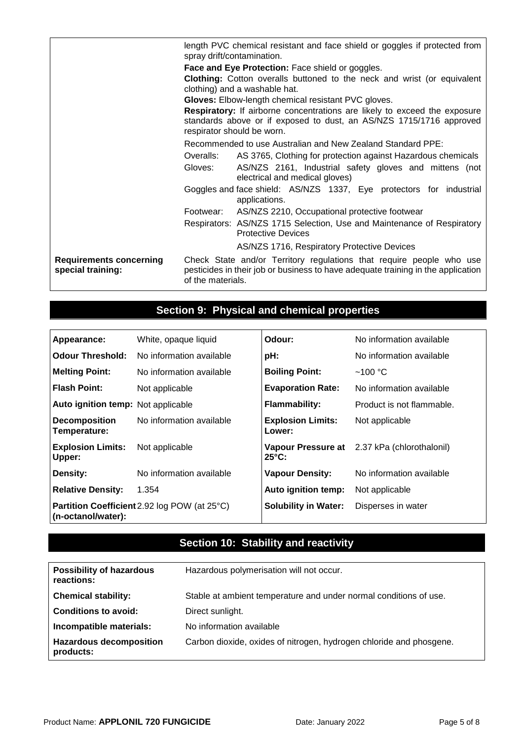| | |
|---|---|
| | length PVC chemical resistant and face shield or goggles if protected from spray drift/contamination.<br>**Face and Eye Protection:** Face shield or goggles.<br>**Clothing:** Cotton overalls buttoned to the neck and wrist (or equivalent clothing) and a washable hat.<br>**Gloves:** Elbow-length chemical resistant PVC gloves.<br>**Respiratory:** If airborne concentrations are likely to exceed the exposure standards above or if exposed to dust, an AS/NZS 1715/1716 approved respirator should be worn.<br><br>Recommended to use Australian and New Zealand Standard PPE:<br>Overalls: AS 3765, Clothing for protection against Hazardous chemicals<br>Gloves: AS/NZS 2161, Industrial safety gloves and mittens (not electrical and medical gloves)<br>Goggles and face shield: AS/NZS 1337, Eye protectors for industrial applications.<br>Footwear: AS/NZS 2210, Occupational protective footwear<br>Respirators: AS/NZS 1715 Selection, Use and Maintenance of Respiratory Protective Devices<br>AS/NZS 1716, Respiratory Protective Devices |
| **Requirements concerning special training:** | Check State and/or Territory regulations that require people who use pesticides in their job or business to have adequate training in the application of the materials. |

## Section 9: Physical and chemical properties

| | | | |
|---|---|---|---|
| **Appearance:** | White, opaque liquid | **Odour:** | No information available |
| **Odour Threshold:** | No information available | **pH:** | No information available |
| **Melting Point:** | No information available | **Boiling Point:** | ~100 °C |
| **Flash Point:** | Not applicable | **Evaporation Rate:** | No information available |
| **Auto ignition temp:** | Not applicable | **Flammability:** | Product is not flammable. |
| **Decomposition Temperature:** | No information available | **Explosion Limits: Lower:** | Not applicable |
| **Explosion Limits: Upper:** | Not applicable | **Vapour Pressure at 25°C:** | 2.37 kPa (chlorothalonil) |
| **Density:** | No information available | **Vapour Density:** | No information available |
| **Relative Density:** | 1.354 | **Auto ignition temp:** | Not applicable |
| **Partition Coefficient (n-octanol/water):** | 2.92 log POW (at 25°C) | **Solubility in Water:** | Disperses in water |

## Section 10: Stability and reactivity

| | |
|---|---|
| **Possibility of hazardous reactions:** | Hazardous polymerisation will not occur. |
| **Chemical stability:** | Stable at ambient temperature and under normal conditions of use. |
| **Conditions to avoid:** | Direct sunlight. |
| **Incompatible materials:** | No information available |
| **Hazardous decomposition products:** | Carbon dioxide, oxides of nitrogen, hydrogen chloride and phosgene. |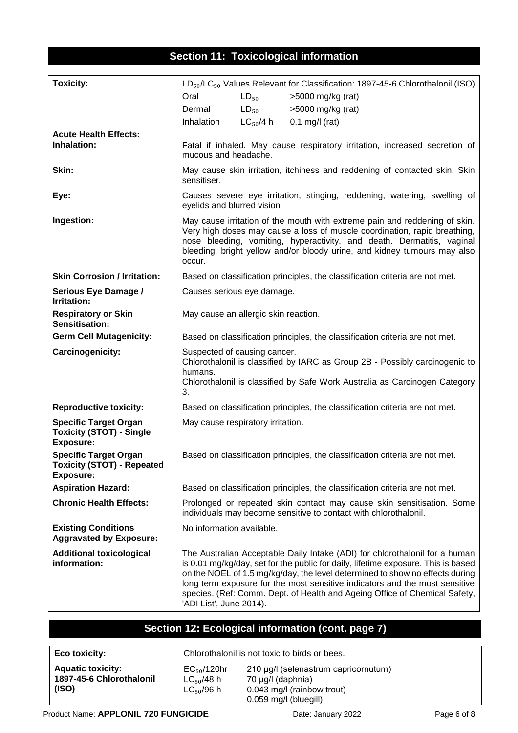## Section 11: Toxicological information

| | |
|---|---|
| **Toxicity:** | $LD_{50}/LC_{50}$ Values Relevant for Classification: 1897-45-6 Chlorothalonil (ISO)<br>Oral $LD_{50}$ >5000 mg/kg (rat)<br>Dermal $LD_{50}$ >5000 mg/kg (rat)<br>Inhalation $LC_{50}$/4 h 0.1 mg/l (rat) |
| **Acute Health Effects:** | |
| **Inhalation:** | Fatal if inhaled. May cause respiratory irritation, increased secretion of mucous and headache. |
| **Skin:** | May cause skin irritation, itchiness and reddening of contacted skin. Skin sensitiser. |
| **Eye:** | Causes severe eye irritation, stinging, reddening, watering, swelling of eyelids and blurred vision |
| **Ingestion:** | May cause irritation of the mouth with extreme pain and reddening of skin. Very high doses may cause a loss of muscle coordination, rapid breathing, nose bleeding, vomiting, hyperactivity, and death. Dermatitis, vaginal bleeding, bright yellow and/or bloody urine, and kidney tumours may also occur. |
| **Skin Corrosion / Irritation:** | Based on classification principles, the classification criteria are not met. |
| **Serious Eye Damage / Irritation:** | Causes serious eye damage. |
| **Respiratory or Skin Sensitisation:** | May cause an allergic skin reaction. |
| **Germ Cell Mutagenicity:** | Based on classification principles, the classification criteria are not met. |
| **Carcinogenicity:** | Suspected of causing cancer.<br>Chlorothalonil is classified by IARC as Group 2B - Possibly carcinogenic to humans.<br>Chlorothalonil is classified by Safe Work Australia as Carcinogen Category 3. |
| **Reproductive toxicity:** | Based on classification principles, the classification criteria are not met. |
| **Specific Target Organ Toxicity (STOT) - Single Exposure:** | May cause respiratory irritation. |
| **Specific Target Organ Toxicity (STOT) - Repeated Exposure:** | Based on classification principles, the classification criteria are not met. |
| **Aspiration Hazard:** | Based on classification principles, the classification criteria are not met. |
| **Chronic Health Effects:** | Prolonged or repeated skin contact may cause skin sensitisation. Some individuals may become sensitive to contact with chlorothalonil. |
| **Existing Conditions Aggravated by Exposure:** | No information available. |
| **Additional toxicological information:** | The Australian Acceptable Daily Intake (ADI) for chlorothalonil for a human is 0.01 mg/kg/day, set for the public for daily, lifetime exposure. This is based on the NOEL of 1.5 mg/kg/day, the level determined to show no effects during long term exposure for the most sensitive indicators and the most sensitive species. (Ref: Comm. Dept. of Health and Ageing Office of Chemical Safety, 'ADI List', June 2014). |

## Section 12: Ecological information (cont. page 7)

| | | |
|---|---|---|
| **Eco toxicity:** | Chlorothalonil is not toxic to birds or bees. | |
| **Aquatic toxicity: 1897-45-6 Chlorothalonil (ISO)** | $EC_{50}$/120hr<br>$LC_{50}$/48 h<br>$LC_{50}$/96 h | 210 µg/l (selenastrum capricornutum)<br>70 µg/l (daphnia)<br>0.043 mg/l (rainbow trout)<br>0.059 mg/l (bluegill) |

Product Name: **APPLONIL 720 FUNGICIDE** Date: January 2022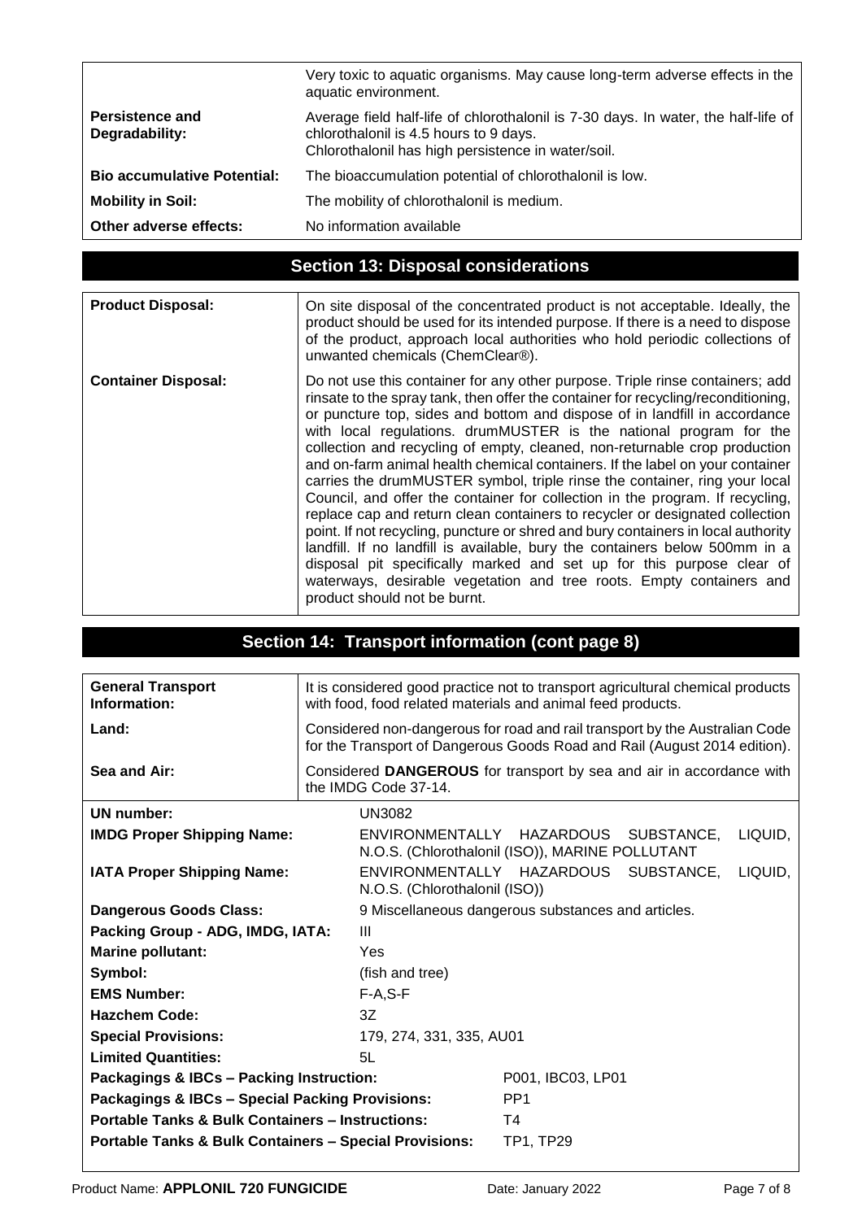| | |
|---|---|
| | Very toxic to aquatic organisms. May cause long-term adverse effects in the aquatic environment. |
| **Persistence and Degradability:** | Average field half-life of chlorothalonil is 7-30 days. In water, the half-life of chlorothalonil is 4.5 hours to 9 days. Chlorothalonil has high persistence in water/soil. |
| **Bio accumulative Potential:** | The bioaccumulation potential of chlorothalonil is low. |
| **Mobility in Soil:** | The mobility of chlorothalonil is medium. |
| **Other adverse effects:** | No information available |

## Section 13: Disposal considerations

| | |
|---|---|
| **Product Disposal:** | On site disposal of the concentrated product is not acceptable. Ideally, the product should be used for its intended purpose. If there is a need to dispose of the product, approach local authorities who hold periodic collections of unwanted chemicals (ChemClear®). |
| **Container Disposal:** | Do not use this container for any other purpose. Triple rinse containers; add rinsate to the spray tank, then offer the container for recycling/reconditioning, or puncture top, sides and bottom and dispose of in landfill in accordance with local regulations. drumMUSTER is the national program for the collection and recycling of empty, cleaned, non-returnable crop production and on-farm animal health chemical containers. If the label on your container carries the drumMUSTER symbol, triple rinse the container, ring your local Council, and offer the container for collection in the program. If recycling, replace cap and return clean containers to recycler or designated collection point. If not recycling, puncture or shred and bury containers in local authority landfill. If no landfill is available, bury the containers below 500mm in a disposal pit specifically marked and set up for this purpose clear of waterways, desirable vegetation and tree roots. Empty containers and product should not be burnt. |

## Section 14: Transport information (cont page 8)

| | |
|---|---|
| **General Transport Information:** | It is considered good practice not to transport agricultural chemical products with food, food related materials and animal feed products. |
| **Land:** | Considered non-dangerous for road and rail transport by the Australian Code for the Transport of Dangerous Goods Road and Rail (August 2014 edition). |
| **Sea and Air:** | Considered **DANGEROUS** for transport by sea and air in accordance with the IMDG Code 37-14. |

| | |
|---|---|
| **UN number:** | UN3082 |
| **IMDG Proper Shipping Name:** | ENVIRONMENTALLY HAZARDOUS SUBSTANCE, LIQUID, N.O.S. (Chlorothalonil (ISO)), MARINE POLLUTANT |
| **IATA Proper Shipping Name:** | ENVIRONMENTALLY HAZARDOUS SUBSTANCE, LIQUID, N.O.S. (Chlorothalonil (ISO)) |
| **Dangerous Goods Class:** | 9 Miscellaneous dangerous substances and articles. |
| **Packing Group - ADG, IMDG, IATA:** | III |
| **Marine pollutant:** | Yes |
| **Symbol:** | (fish and tree) |
| **EMS Number:** | F-A,S-F |
| **Hazchem Code:** | 3Z |
| **Special Provisions:** | 179, 274, 331, 335, AU01 |
| **Limited Quantities:** | 5L |
| **Packagings & IBCs – Packing Instruction:** | P001, IBC03, LP01 |
| **Packagings & IBCs – Special Packing Provisions:** | PP1 |
| **Portable Tanks & Bulk Containers – Instructions:** | T4 |
| **Portable Tanks & Bulk Containers – Special Provisions:** | TP1, TP29 |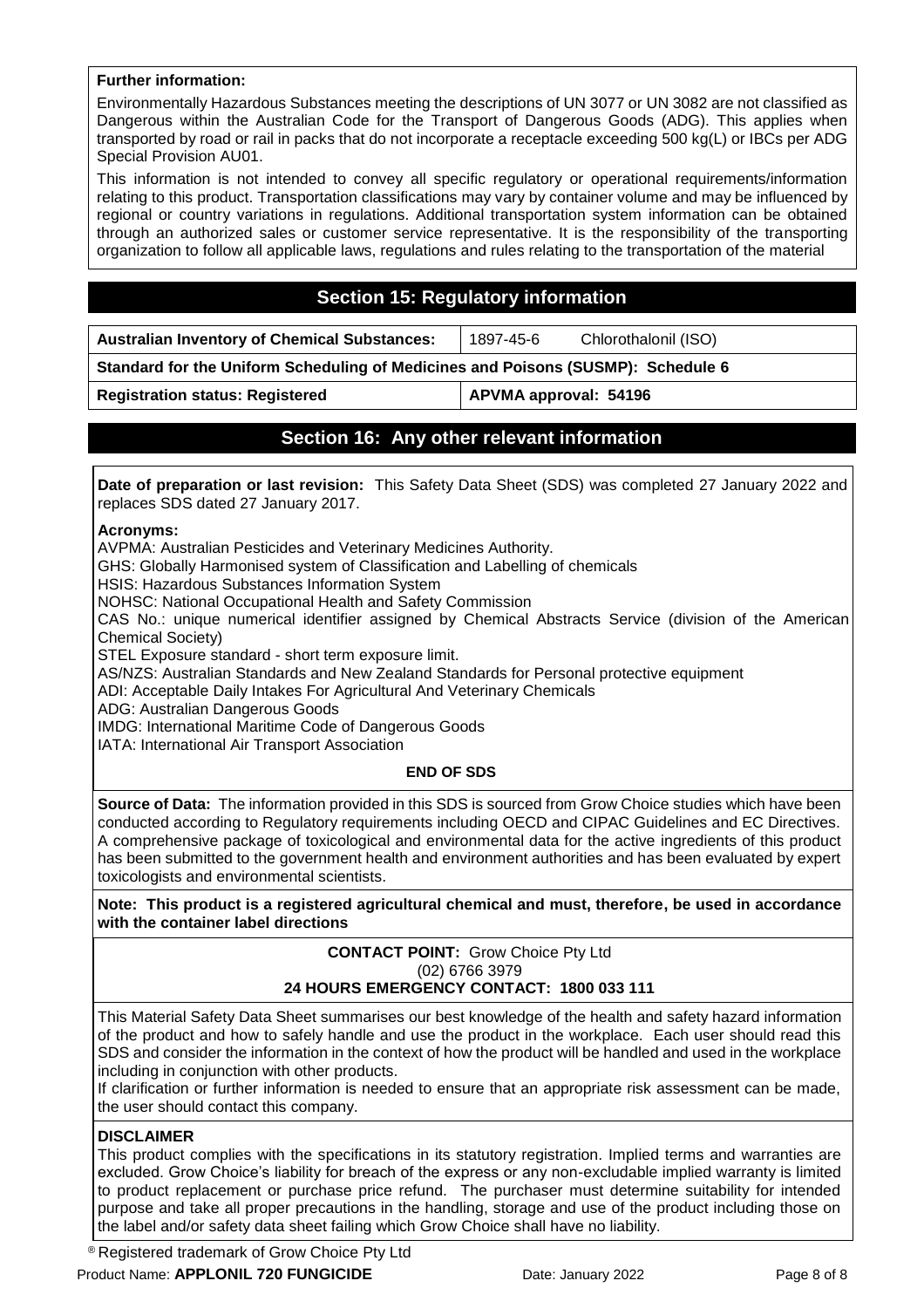**Further information:**

Environmentally Hazardous Substances meeting the descriptions of UN 3077 or UN 3082 are not classified as Dangerous within the Australian Code for the Transport of Dangerous Goods (ADG). This applies when transported by road or rail in packs that do not incorporate a receptacle exceeding 500 kg(L) or IBCs per ADG Special Provision AU01.

This information is not intended to convey all specific regulatory or operational requirements/information relating to this product. Transportation classifications may vary by container volume and may be influenced by regional or country variations in regulations. Additional transportation system information can be obtained through an authorized sales or customer service representative. It is the responsibility of the transporting organization to follow all applicable laws, regulations and rules relating to the transportation of the material

## Section 15: Regulatory information

| | | |
|---|---|---|
| **Australian Inventory of Chemical Substances:** | 1897-45-6 | Chlorothalonil (ISO) |
| **Standard for the Uniform Scheduling of Medicines and Poisons (SUSMP): Schedule 6** | | |
| **Registration status: Registered** | **APVMA approval: 54196** | |

## Section 16: Any other relevant information

**Date of preparation or last revision:** This Safety Data Sheet (SDS) was completed 27 January 2022 and replaces SDS dated 27 January 2017.

**Acronyms:**

AVPMA: Australian Pesticides and Veterinary Medicines Authority.
GHS: Globally Harmonised system of Classification and Labelling of chemicals
HSIS: Hazardous Substances Information System
NOHSC: National Occupational Health and Safety Commission
CAS No.: unique numerical identifier assigned by Chemical Abstracts Service (division of the American Chemical Society)
STEL Exposure standard - short term exposure limit.
AS/NZS: Australian Standards and New Zealand Standards for Personal protective equipment
ADI: Acceptable Daily Intakes For Agricultural And Veterinary Chemicals
ADG: Australian Dangerous Goods
IMDG: International Maritime Code of Dangerous Goods
IATA: International Air Transport Association

**END OF SDS**

**Source of Data:** The information provided in this SDS is sourced from Grow Choice studies which have been conducted according to Regulatory requirements including OECD and CIPAC Guidelines and EC Directives. A comprehensive package of toxicological and environmental data for the active ingredients of this product has been submitted to the government health and environment authorities and has been evaluated by expert toxicologists and environmental scientists.

**Note: This product is a registered agricultural chemical and must, therefore, be used in accordance with the container label directions**

**CONTACT POINT:** Grow Choice Pty Ltd
(02) 6766 3979
**24 HOURS EMERGENCY CONTACT: 1800 033 111**

This Material Safety Data Sheet summarises our best knowledge of the health and safety hazard information of the product and how to safely handle and use the product in the workplace. Each user should read this SDS and consider the information in the context of how the product will be handled and used in the workplace including in conjunction with other products.
If clarification or further information is needed to ensure that an appropriate risk assessment can be made, the user should contact this company.

**DISCLAIMER**

This product complies with the specifications in its statutory registration. Implied terms and warranties are excluded. Grow Choice's liability for breach of the express or any non-excludable implied warranty is limited to product replacement or purchase price refund. The purchaser must determine suitability for intended purpose and take all proper precautions in the handling, storage and use of the product including those on the label and/or safety data sheet failing which Grow Choice shall have no liability.

® Registered trademark of Grow Choice Pty Ltd